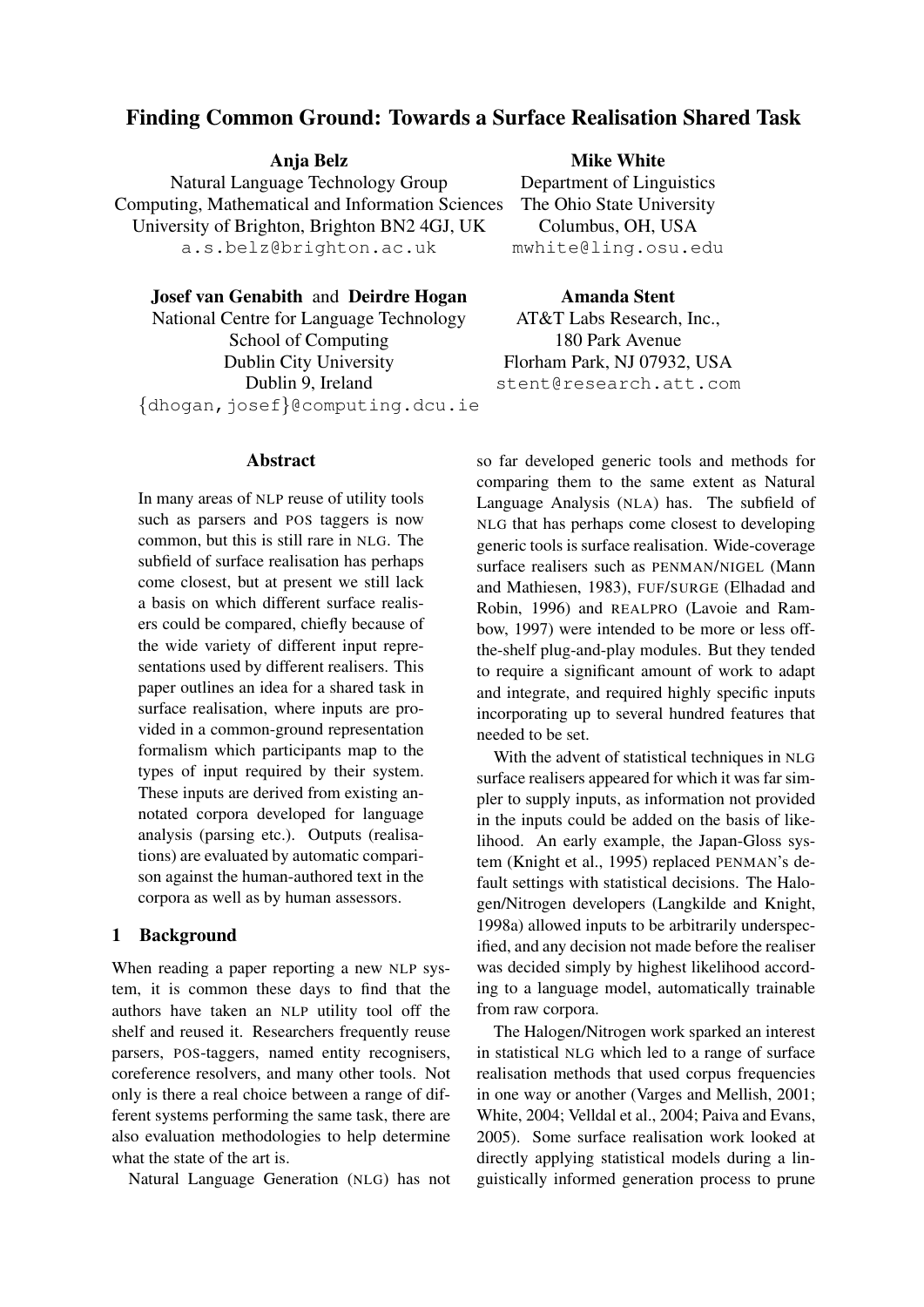# Finding Common Ground: Towards a Surface Realisation Shared Task

**Anja Belz**
Natural Language Technology Group
Computing, Mathematical and Information Sciences
University of Brighton, Brighton BN2 4GJ, UK
a.s.belz@brighton.ac.uk

**Mike White**
Department of Linguistics
The Ohio State University
Columbus, OH, USA
mwhite@ling.osu.edu

**Josef van Genabith** and **Deirdre Hogan**
National Centre for Language Technology
School of Computing
Dublin City University
Dublin 9, Ireland
{dhogan,josef}@computing.dcu.ie

**Amanda Stent**
AT&T Labs Research, Inc.,
180 Park Avenue
Florham Park, NJ 07932, USA
stent@research.att.com

## Abstract

In many areas of NLP reuse of utility tools such as parsers and POS taggers is now common, but this is still rare in NLG. The subfield of surface realisation has perhaps come closest, but at present we still lack a basis on which different surface realisers could be compared, chiefly because of the wide variety of different input representations used by different realisers. This paper outlines an idea for a shared task in surface realisation, where inputs are provided in a common-ground representation formalism which participants map to the types of input required by their system. These inputs are derived from existing annotated corpora developed for language analysis (parsing etc.). Outputs (realisations) are evaluated by automatic comparison against the human-authored text in the corpora as well as by human assessors.

## 1 Background

When reading a paper reporting a new NLP system, it is common these days to find that the authors have taken an NLP utility tool off the shelf and reused it. Researchers frequently reuse parsers, POS-taggers, named entity recognisers, coreference resolvers, and many other tools. Not only is there a real choice between a range of different systems performing the same task, there are also evaluation methodologies to help determine what the state of the art is.

Natural Language Generation (NLG) has not so far developed generic tools and methods for comparing them to the same extent as Natural Language Analysis (NLA) has. The subfield of NLG that has perhaps come closest to developing generic tools is surface realisation. Wide-coverage surface realisers such as PENMAN/NIGEL (Mann and Mathiesen, 1983), FUF/SURGE (Elhadad and Robin, 1996) and REALPRO (Lavoie and Rambow, 1997) were intended to be more or less off-the-shelf plug-and-play modules. But they tended to require a significant amount of work to adapt and integrate, and required highly specific inputs incorporating up to several hundred features that needed to be set.

With the advent of statistical techniques in NLG surface realisers appeared for which it was far simpler to supply inputs, as information not provided in the inputs could be added on the basis of likelihood. An early example, the Japan-Gloss system (Knight et al., 1995) replaced PENMAN's default settings with statistical decisions. The Halogen/Nitrogen developers (Langkilde and Knight, 1998a) allowed inputs to be arbitrarily underspecified, and any decision not made before the realiser was decided simply by highest likelihood according to a language model, automatically trainable from raw corpora.

The Halogen/Nitrogen work sparked an interest in statistical NLG which led to a range of surface realisation methods that used corpus frequencies in one way or another (Varges and Mellish, 2001; White, 2004; Velldal et al., 2004; Paiva and Evans, 2005). Some surface realisation work looked at directly applying statistical models during a linguistically informed generation process to prune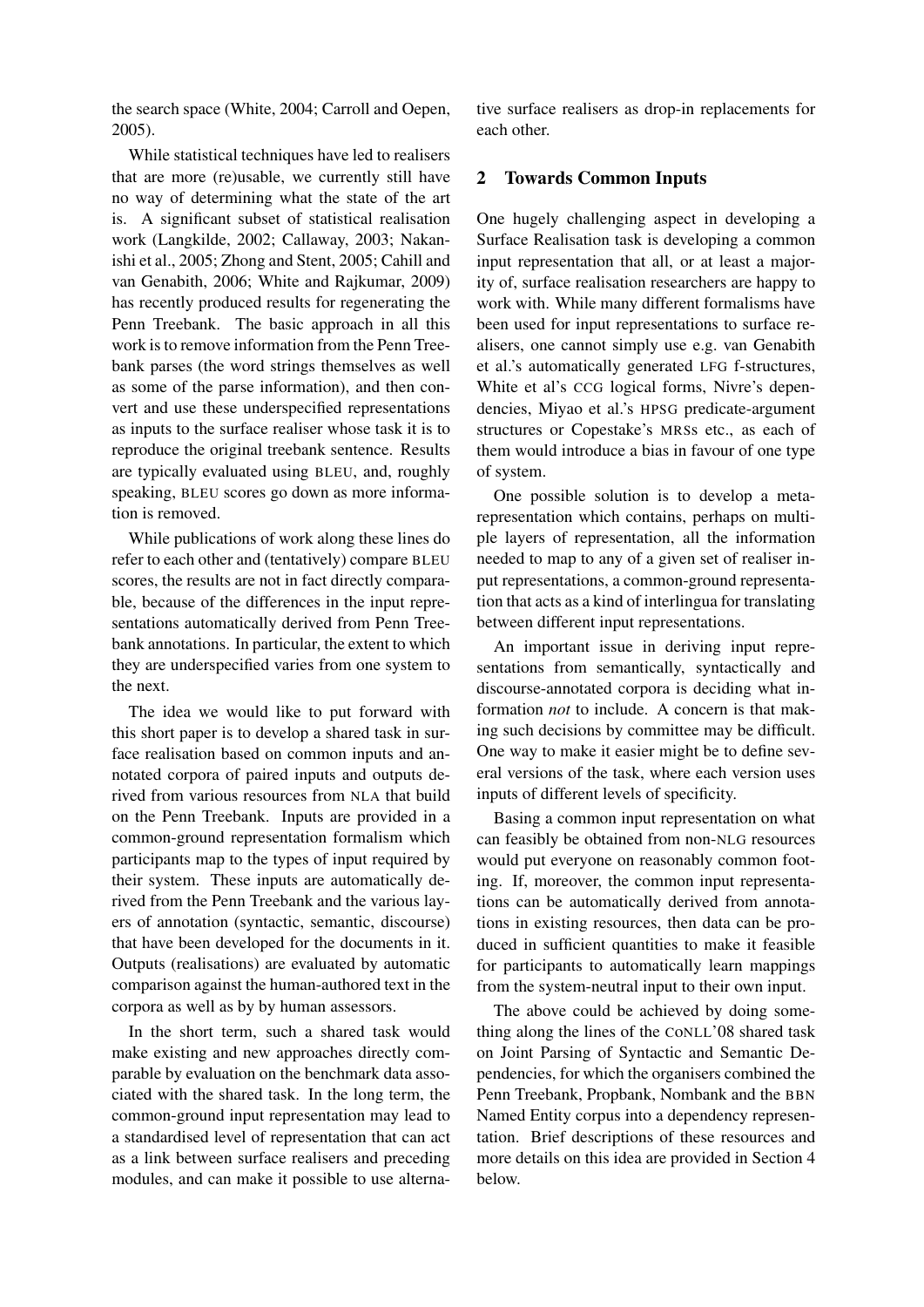the search space (White, 2004; Carroll and Oepen, 2005).

While statistical techniques have led to realisers that are more (re)usable, we currently still have no way of determining what the state of the art is. A significant subset of statistical realisation work (Langkilde, 2002; Callaway, 2003; Nakanishi et al., 2005; Zhong and Stent, 2005; Cahill and van Genabith, 2006; White and Rajkumar, 2009) has recently produced results for regenerating the Penn Treebank. The basic approach in all this work is to remove information from the Penn Treebank parses (the word strings themselves as well as some of the parse information), and then convert and use these underspecified representations as inputs to the surface realiser whose task it is to reproduce the original treebank sentence. Results are typically evaluated using BLEU, and, roughly speaking, BLEU scores go down as more information is removed.

While publications of work along these lines do refer to each other and (tentatively) compare BLEU scores, the results are not in fact directly comparable, because of the differences in the input representations automatically derived from Penn Treebank annotations. In particular, the extent to which they are underspecified varies from one system to the next.

The idea we would like to put forward with this short paper is to develop a shared task in surface realisation based on common inputs and annotated corpora of paired inputs and outputs derived from various resources from NLA that build on the Penn Treebank. Inputs are provided in a common-ground representation formalism which participants map to the types of input required by their system. These inputs are automatically derived from the Penn Treebank and the various layers of annotation (syntactic, semantic, discourse) that have been developed for the documents in it. Outputs (realisations) are evaluated by automatic comparison against the human-authored text in the corpora as well as by by human assessors.

In the short term, such a shared task would make existing and new approaches directly comparable by evaluation on the benchmark data associated with the shared task. In the long term, the common-ground input representation may lead to a standardised level of representation that can act as a link between surface realisers and preceding modules, and can make it possible to use alternative surface realisers as drop-in replacements for each other.

## 2 Towards Common Inputs

One hugely challenging aspect in developing a Surface Realisation task is developing a common input representation that all, or at least a majority of, surface realisation researchers are happy to work with. While many different formalisms have been used for input representations to surface realisers, one cannot simply use e.g. van Genabith et al.'s automatically generated LFG f-structures, White et al's CCG logical forms, Nivre's dependencies, Miyao et al.'s HPSG predicate-argument structures or Copestake's MRSs etc., as each of them would introduce a bias in favour of one type of system.

One possible solution is to develop a meta-representation which contains, perhaps on multiple layers of representation, all the information needed to map to any of a given set of realiser input representations, a common-ground representation that acts as a kind of interlingua for translating between different input representations.

An important issue in deriving input representations from semantically, syntactically and discourse-annotated corpora is deciding what information *not* to include. A concern is that making such decisions by committee may be difficult. One way to make it easier might be to define several versions of the task, where each version uses inputs of different levels of specificity.

Basing a common input representation on what can feasibly be obtained from non-NLG resources would put everyone on reasonably common footing. If, moreover, the common input representations can be automatically derived from annotations in existing resources, then data can be produced in sufficient quantities to make it feasible for participants to automatically learn mappings from the system-neutral input to their own input.

The above could be achieved by doing something along the lines of the CoNLL'08 shared task on Joint Parsing of Syntactic and Semantic Dependencies, for which the organisers combined the Penn Treebank, Propbank, Nombank and the BBN Named Entity corpus into a dependency representation. Brief descriptions of these resources and more details on this idea are provided in Section 4 below.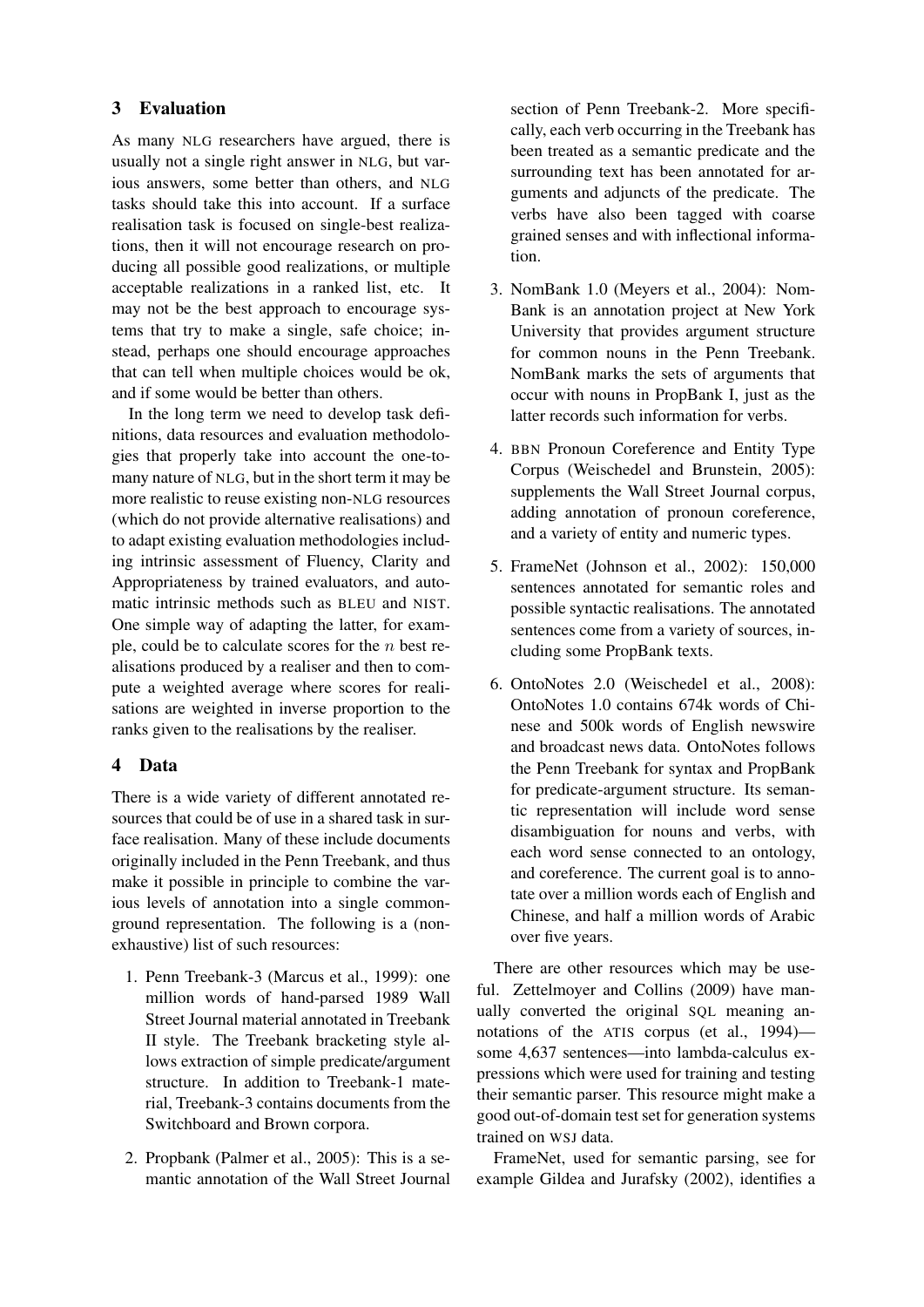## 3 Evaluation

As many NLG researchers have argued, there is usually not a single right answer in NLG, but various answers, some better than others, and NLG tasks should take this into account. If a surface realisation task is focused on single-best realizations, then it will not encourage research on producing all possible good realizations, or multiple acceptable realizations in a ranked list, etc. It may not be the best approach to encourage systems that try to make a single, safe choice; instead, perhaps one should encourage approaches that can tell when multiple choices would be ok, and if some would be better than others.

In the long term we need to develop task definitions, data resources and evaluation methodologies that properly take into account the one-to-many nature of NLG, but in the short term it may be more realistic to reuse existing non-NLG resources (which do not provide alternative realisations) and to adapt existing evaluation methodologies including intrinsic assessment of Fluency, Clarity and Appropriateness by trained evaluators, and automatic intrinsic methods such as BLEU and NIST. One simple way of adapting the latter, for example, could be to calculate scores for the $n$ best realisations produced by a realiser and then to compute a weighted average where scores for realisations are weighted in inverse proportion to the ranks given to the realisations by the realiser.

## 4 Data

There is a wide variety of different annotated resources that could be of use in a shared task in surface realisation. Many of these include documents originally included in the Penn Treebank, and thus make it possible in principle to combine the various levels of annotation into a single common-ground representation. The following is a (non-exhaustive) list of such resources:

1. Penn Treebank-3 (Marcus et al., 1999): one million words of hand-parsed 1989 Wall Street Journal material annotated in Treebank II style. The Treebank bracketing style allows extraction of simple predicate/argument structure. In addition to Treebank-1 material, Treebank-3 contains documents from the Switchboard and Brown corpora.
2. Propbank (Palmer et al., 2005): This is a semantic annotation of the Wall Street Journal section of Penn Treebank-2. More specifically, each verb occurring in the Treebank has been treated as a semantic predicate and the surrounding text has been annotated for arguments and adjuncts of the predicate. The verbs have also been tagged with coarse grained senses and with inflectional information.
3. NomBank 1.0 (Meyers et al., 2004): NomBank is an annotation project at New York University that provides argument structure for common nouns in the Penn Treebank. NomBank marks the sets of arguments that occur with nouns in PropBank I, just as the latter records such information for verbs.
4. BBN Pronoun Coreference and Entity Type Corpus (Weischedel and Brunstein, 2005): supplements the Wall Street Journal corpus, adding annotation of pronoun coreference, and a variety of entity and numeric types.
5. FrameNet (Johnson et al., 2002): 150,000 sentences annotated for semantic roles and possible syntactic realisations. The annotated sentences come from a variety of sources, including some PropBank texts.
6. OntoNotes 2.0 (Weischedel et al., 2008): OntoNotes 1.0 contains 674k words of Chinese and 500k words of English newswire and broadcast news data. OntoNotes follows the Penn Treebank for syntax and PropBank for predicate-argument structure. Its semantic representation will include word sense disambiguation for nouns and verbs, with each word sense connected to an ontology, and coreference. The current goal is to annotate over a million words each of English and Chinese, and half a million words of Arabic over five years.

There are other resources which may be useful. Zettelmoyer and Collins (2009) have manually converted the original SQL meaning annotations of the ATIS corpus (et al., 1994)—some 4,637 sentences—into lambda-calculus expressions which were used for training and testing their semantic parser. This resource might make a good out-of-domain test set for generation systems trained on WSJ data.

FrameNet, used for semantic parsing, see for example Gildea and Jurafsky (2002), identifies a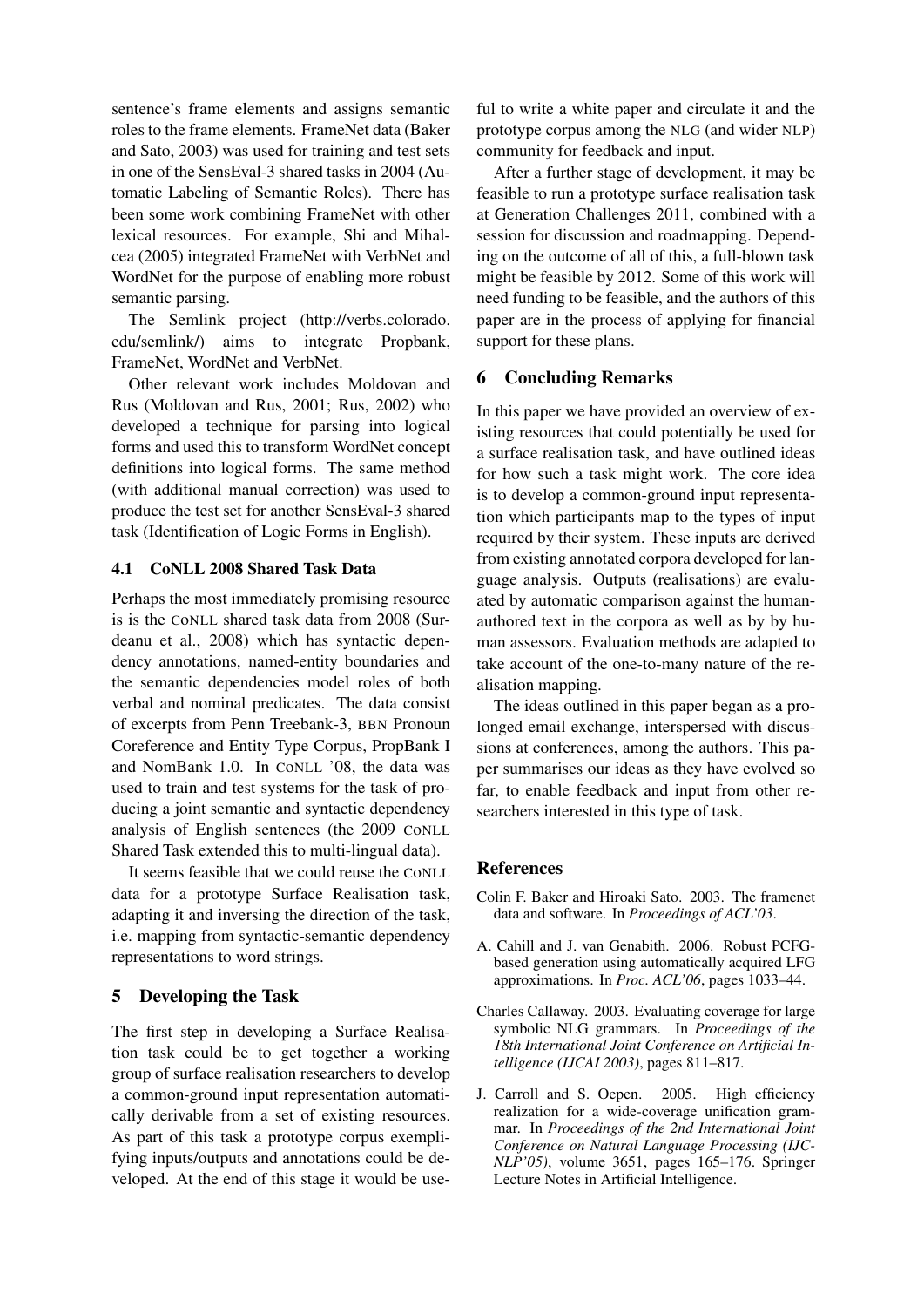sentence's frame elements and assigns semantic roles to the frame elements. FrameNet data (Baker and Sato, 2003) was used for training and test sets in one of the SensEval-3 shared tasks in 2004 (Automatic Labeling of Semantic Roles). There has been some work combining FrameNet with other lexical resources. For example, Shi and Mihalcea (2005) integrated FrameNet with VerbNet and WordNet for the purpose of enabling more robust semantic parsing.

The Semlink project (http://verbs.colorado.edu/semlink/) aims to integrate Propbank, FrameNet, WordNet and VerbNet.

Other relevant work includes Moldovan and Rus (Moldovan and Rus, 2001; Rus, 2002) who developed a technique for parsing into logical forms and used this to transform WordNet concept definitions into logical forms. The same method (with additional manual correction) was used to produce the test set for another SensEval-3 shared task (Identification of Logic Forms in English).

### 4.1 CoNLL 2008 Shared Task Data

Perhaps the most immediately promising resource is is the CoNLL shared task data from 2008 (Surdeanu et al., 2008) which has syntactic dependency annotations, named-entity boundaries and the semantic dependencies model roles of both verbal and nominal predicates. The data consist of excerpts from Penn Treebank-3, BBN Pronoun Coreference and Entity Type Corpus, PropBank I and NomBank 1.0. In CoNLL '08, the data was used to train and test systems for the task of producing a joint semantic and syntactic dependency analysis of English sentences (the 2009 CoNLL Shared Task extended this to multi-lingual data).

It seems feasible that we could reuse the CoNLL data for a prototype Surface Realisation task, adapting it and inversing the direction of the task, i.e. mapping from syntactic-semantic dependency representations to word strings.

## 5 Developing the Task

The first step in developing a Surface Realisation task could be to get together a working group of surface realisation researchers to develop a common-ground input representation automatically derivable from a set of existing resources. As part of this task a prototype corpus exemplifying inputs/outputs and annotations could be developed. At the end of this stage it would be useful to write a white paper and circulate it and the prototype corpus among the NLG (and wider NLP) community for feedback and input.

After a further stage of development, it may be feasible to run a prototype surface realisation task at Generation Challenges 2011, combined with a session for discussion and roadmapping. Depending on the outcome of all of this, a full-blown task might be feasible by 2012. Some of this work will need funding to be feasible, and the authors of this paper are in the process of applying for financial support for these plans.

## 6 Concluding Remarks

In this paper we have provided an overview of existing resources that could potentially be used for a surface realisation task, and have outlined ideas for how such a task might work. The core idea is to develop a common-ground input representation which participants map to the types of input required by their system. These inputs are derived from existing annotated corpora developed for language analysis. Outputs (realisations) are evaluated by automatic comparison against the human-authored text in the corpora as well as by by human assessors. Evaluation methods are adapted to take account of the one-to-many nature of the realisation mapping.

The ideas outlined in this paper began as a prolonged email exchange, interspersed with discussions at conferences, among the authors. This paper summarises our ideas as they have evolved so far, to enable feedback and input from other researchers interested in this type of task.

## References

Colin F. Baker and Hiroaki Sato. 2003. The framenet data and software. In *Proceedings of ACL'03*.

A. Cahill and J. van Genabith. 2006. Robust PCFG-based generation using automatically acquired LFG approximations. In *Proc. ACL'06*, pages 1033–44.

Charles Callaway. 2003. Evaluating coverage for large symbolic NLG grammars. In *Proceedings of the 18th International Joint Conference on Artificial Intelligence (IJCAI 2003)*, pages 811–817.

J. Carroll and S. Oepen. 2005. High efficiency realization for a wide-coverage unification grammar. In *Proceedings of the 2nd International Joint Conference on Natural Language Processing (IJCNLP'05)*, volume 3651, pages 165–176. Springer Lecture Notes in Artificial Intelligence.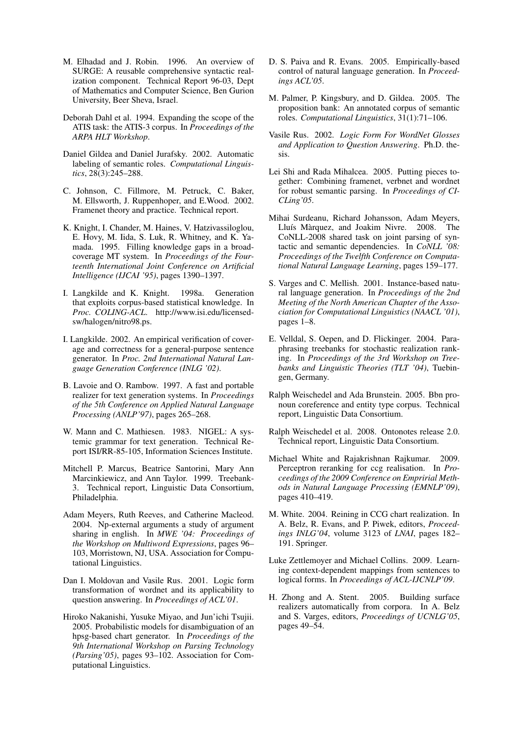M. Elhadad and J. Robin. 1996. An overview of SURGE: A reusable comprehensive syntactic realization component. Technical Report 96-03, Dept of Mathematics and Computer Science, Ben Gurion University, Beer Sheva, Israel.

Deborah Dahl et al. 1994. Expanding the scope of the ATIS task: the ATIS-3 corpus. In *Proceedings of the ARPA HLT Workshop*.

Daniel Gildea and Daniel Jurafsky. 2002. Automatic labeling of semantic roles. *Computational Linguistics*, 28(3):245–288.

C. Johnson, C. Fillmore, M. Petruck, C. Baker, M. Ellsworth, J. Ruppenhoper, and E.Wood. 2002. Framenet theory and practice. Technical report.

K. Knight, I. Chander, M. Haines, V. Hatzivassiloglou, E. Hovy, M. Iida, S. Luk, R. Whitney, and K. Yamada. 1995. Filling knowledge gaps in a broad-coverage MT system. In *Proceedings of the Fourteenth International Joint Conference on Artificial Intelligence (IJCAI '95)*, pages 1390–1397.

I. Langkilde and K. Knight. 1998a. Generation that exploits corpus-based statistical knowledge. In *Proc. COLING-ACL*. http://www.isi.edu/licensed-sw/halogen/nitro98.ps.

I. Langkilde. 2002. An empirical verification of coverage and correctness for a general-purpose sentence generator. In *Proc. 2nd International Natural Language Generation Conference (INLG '02)*.

B. Lavoie and O. Rambow. 1997. A fast and portable realizer for text generation systems. In *Proceedings of the 5th Conference on Applied Natural Language Processing (ANLP'97)*, pages 265–268.

W. Mann and C. Mathiesen. 1983. NIGEL: A systemic grammar for text generation. Technical Report ISI/RR-85-105, Information Sciences Institute.

Mitchell P. Marcus, Beatrice Santorini, Mary Ann Marcinkiewicz, and Ann Taylor. 1999. Treebank-3. Technical report, Linguistic Data Consortium, Philadelphia.

Adam Meyers, Ruth Reeves, and Catherine Macleod. 2004. Np-external arguments a study of argument sharing in english. In *MWE '04: Proceedings of the Workshop on Multiword Expressions*, pages 96–103, Morristown, NJ, USA. Association for Computational Linguistics.

Dan I. Moldovan and Vasile Rus. 2001. Logic form transformation of wordnet and its applicability to question answering. In *Proceedings of ACL'01*.

Hiroko Nakanishi, Yusuke Miyao, and Jun'ichi Tsujii. 2005. Probabilistic models for disambiguation of an hpsg-based chart generator. In *Proceedings of the 9th International Workshop on Parsing Technology (Parsing'05)*, pages 93–102. Association for Computational Linguistics.

D. S. Paiva and R. Evans. 2005. Empirically-based control of natural language generation. In *Proceedings ACL'05*.

M. Palmer, P. Kingsbury, and D. Gildea. 2005. The proposition bank: An annotated corpus of semantic roles. *Computational Linguistics*, 31(1):71–106.

Vasile Rus. 2002. *Logic Form For WordNet Glosses and Application to Question Answering*. Ph.D. thesis.

Lei Shi and Rada Mihalcea. 2005. Putting pieces together: Combining framenet, verbnet and wordnet for robust semantic parsing. In *Proceedings of CICLing'05*.

Mihai Surdeanu, Richard Johansson, Adam Meyers, Lluís Màrquez, and Joakim Nivre. 2008. The CoNLL-2008 shared task on joint parsing of syntactic and semantic dependencies. In *CoNLL '08: Proceedings of the Twelfth Conference on Computational Natural Language Learning*, pages 159–177.

S. Varges and C. Mellish. 2001. Instance-based natural language generation. In *Proceedings of the 2nd Meeting of the North American Chapter of the Association for Computational Linguistics (NAACL '01)*, pages 1–8.

E. Velldal, S. Oepen, and D. Flickinger. 2004. Paraphrasing treebanks for stochastic realization ranking. In *Proceedings of the 3rd Workshop on Treebanks and Linguistic Theories (TLT '04)*, Tuebingen, Germany.

Ralph Weischedel and Ada Brunstein. 2005. Bbn pronoun coreference and entity type corpus. Technical report, Linguistic Data Consortium.

Ralph Weischedel et al. 2008. Ontonotes release 2.0. Technical report, Linguistic Data Consortium.

Michael White and Rajakrishnan Rajkumar. 2009. Perceptron reranking for ccg realisation. In *Proceedings of the 2009 Conference on Empririal Methods in Natural Language Processing (EMNLP'09)*, pages 410–419.

M. White. 2004. Reining in CCG chart realization. In A. Belz, R. Evans, and P. Piwek, editors, *Proceedings INLG'04*, volume 3123 of *LNAI*, pages 182–191. Springer.

Luke Zettlemoyer and Michael Collins. 2009. Learning context-dependent mappings from sentences to logical forms. In *Proceedings of ACL-IJCNLP'09*.

H. Zhong and A. Stent. 2005. Building surface realizers automatically from corpora. In A. Belz and S. Varges, editors, *Proceedings of UCNLG'05*, pages 49–54.